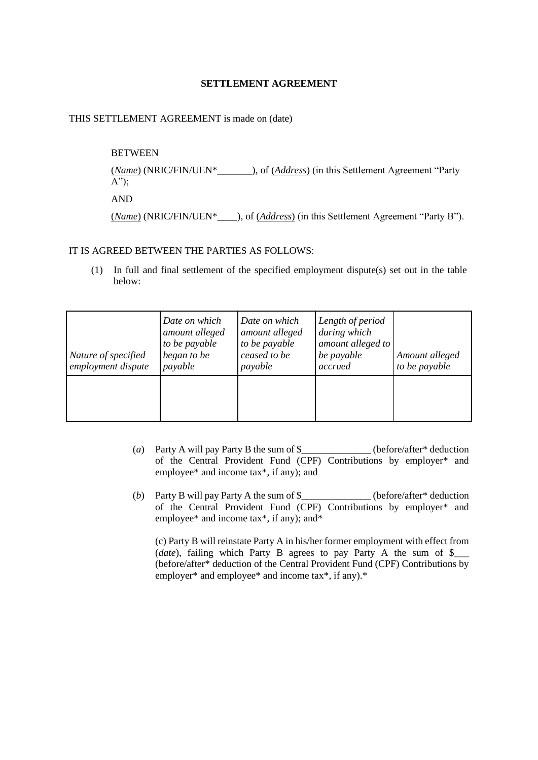**SETTLEMENT AGREEMENT**

THIS SETTLEMENT AGREEMENT is made on (date)

BETWEEN

(*Name*) (NRIC/FIN/UEN*_______), of (*Address*) (in this Settlement Agreement "Party A");

AND

(*Name*) (NRIC/FIN/UEN*____), of (*Address*) (in this Settlement Agreement "Party B").

IT IS AGREED BETWEEN THE PARTIES AS FOLLOWS:

(1) In full and final settlement of the specified employment dispute(s) set out in the table below:

| *Nature of specified employment dispute* | *Date on which amount alleged to be payable began to be payable* | *Date on which amount alleged to be payable ceased to be payable* | *Length of period during which amount alleged to be payable accrued* | *Amount alleged to be payable* |
|---|---|---|---|---|
| | | | | |

(*a*) Party A will pay Party B the sum of $______________ (before/after* deduction of the Central Provident Fund (CPF) Contributions by employer* and employee* and income tax*, if any); and

(*b*) Party B will pay Party A the sum of $______________ (before/after* deduction of the Central Provident Fund (CPF) Contributions by employer* and employee* and income tax*, if any); and*

(c) Party B will reinstate Party A in his/her former employment with effect from (*date*), failing which Party B agrees to pay Party A the sum of $___ (before/after* deduction of the Central Provident Fund (CPF) Contributions by employer* and employee* and income tax*, if any).*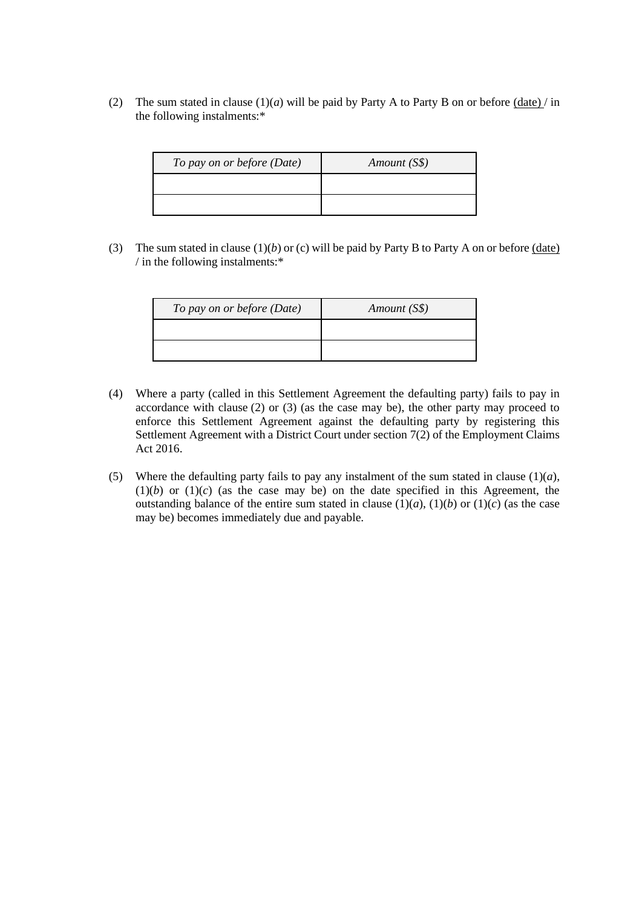(2) The sum stated in clause (1)(*a*) will be paid by Party A to Party B on or before <u>(date)</u> / in the following instalments:*

| *To pay on or before (Date)* | *Amount (S$)* |
|---|---|
| | |
| | |

(3) The sum stated in clause (1)(*b*) or (c) will be paid by Party B to Party A on or before <u>(date)</u> / in the following instalments:*

| *To pay on or before (Date)* | *Amount (S$)* |
|---|---|
| | |
| | |

(4) Where a party (called in this Settlement Agreement the defaulting party) fails to pay in accordance with clause (2) or (3) (as the case may be), the other party may proceed to enforce this Settlement Agreement against the defaulting party by registering this Settlement Agreement with a District Court under section 7(2) of the Employment Claims Act 2016.

(5) Where the defaulting party fails to pay any instalment of the sum stated in clause (1)(*a*), (1)(*b*) or (1)(*c*) (as the case may be) on the date specified in this Agreement, the outstanding balance of the entire sum stated in clause (1)(*a*), (1)(*b*) or (1)(*c*) (as the case may be) becomes immediately due and payable.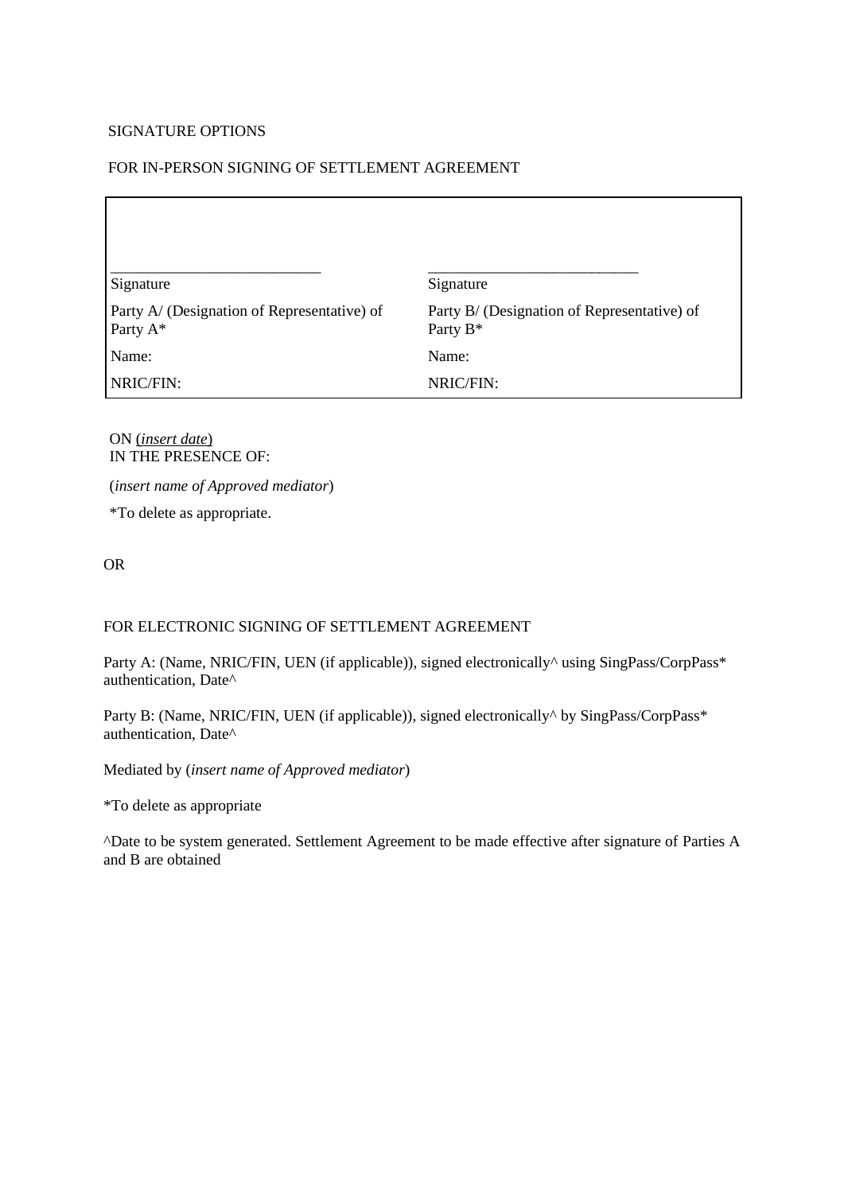SIGNATURE OPTIONS

FOR IN-PERSON SIGNING OF SETTLEMENT AGREEMENT

| | |
|---|---|
| ___________________________ | ___________________________ |
| Signature | Signature |
| Party A/ (Designation of Representative) of Party A* | Party B/ (Designation of Representative) of Party B* |
| Name: | Name: |
| NRIC/FIN: | NRIC/FIN: |

ON (*insert date*)
IN THE PRESENCE OF:

(*insert name of Approved mediator*)

*To delete as appropriate.

OR

FOR ELECTRONIC SIGNING OF SETTLEMENT AGREEMENT

Party A: (Name, NRIC/FIN, UEN (if applicable)), signed electronically^ using SingPass/CorpPass* authentication, Date^

Party B: (Name, NRIC/FIN, UEN (if applicable)), signed electronically^ by SingPass/CorpPass* authentication, Date^

Mediated by (*insert name of Approved mediator*)

*To delete as appropriate

^Date to be system generated. Settlement Agreement to be made effective after signature of Parties A and B are obtained